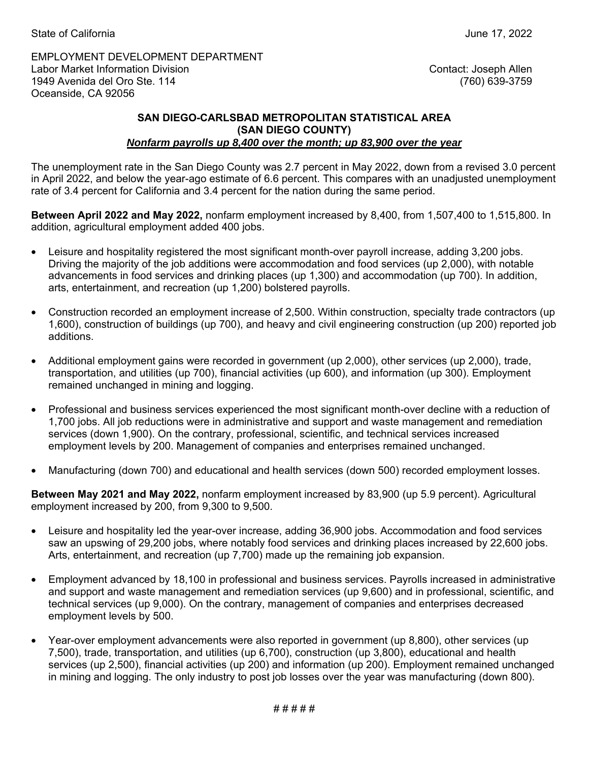State of California June 17, 2022

EMPLOYMENT DEVELOPMENT DEPARTMENT
Labor Market Information Division
1949 Avenida del Oro Ste. 114
Oceanside, CA 92056

Contact: Joseph Allen
(760) 639-3759

## SAN DIEGO-CARLSBAD METROPOLITAN STATISTICAL AREA
## (SAN DIEGO COUNTY)
### ***Nonfarm payrolls up 8,400 over the month; up 83,900 over the year***

The unemployment rate in the San Diego County was 2.7 percent in May 2022, down from a revised 3.0 percent in April 2022, and below the year-ago estimate of 6.6 percent. This compares with an unadjusted unemployment rate of 3.4 percent for California and 3.4 percent for the nation during the same period.

**Between April 2022 and May 2022,** nonfarm employment increased by 8,400, from 1,507,400 to 1,515,800. In addition, agricultural employment added 400 jobs.

- Leisure and hospitality registered the most significant month-over payroll increase, adding 3,200 jobs. Driving the majority of the job additions were accommodation and food services (up 2,000), with notable advancements in food services and drinking places (up 1,300) and accommodation (up 700). In addition, arts, entertainment, and recreation (up 1,200) bolstered payrolls.
- Construction recorded an employment increase of 2,500. Within construction, specialty trade contractors (up 1,600), construction of buildings (up 700), and heavy and civil engineering construction (up 200) reported job additions.
- Additional employment gains were recorded in government (up 2,000), other services (up 2,000), trade, transportation, and utilities (up 700), financial activities (up 600), and information (up 300). Employment remained unchanged in mining and logging.
- Professional and business services experienced the most significant month-over decline with a reduction of 1,700 jobs. All job reductions were in administrative and support and waste management and remediation services (down 1,900). On the contrary, professional, scientific, and technical services increased employment levels by 200. Management of companies and enterprises remained unchanged.
- Manufacturing (down 700) and educational and health services (down 500) recorded employment losses.

**Between May 2021 and May 2022,** nonfarm employment increased by 83,900 (up 5.9 percent). Agricultural employment increased by 200, from 9,300 to 9,500.

- Leisure and hospitality led the year-over increase, adding 36,900 jobs. Accommodation and food services saw an upswing of 29,200 jobs, where notably food services and drinking places increased by 22,600 jobs. Arts, entertainment, and recreation (up 7,700) made up the remaining job expansion.
- Employment advanced by 18,100 in professional and business services. Payrolls increased in administrative and support and waste management and remediation services (up 9,600) and in professional, scientific, and technical services (up 9,000). On the contrary, management of companies and enterprises decreased employment levels by 500.
- Year-over employment advancements were also reported in government (up 8,800), other services (up 7,500), trade, transportation, and utilities (up 6,700), construction (up 3,800), educational and health services (up 2,500), financial activities (up 200) and information (up 200). Employment remained unchanged in mining and logging. The only industry to post job losses over the year was manufacturing (down 800).

# # # # #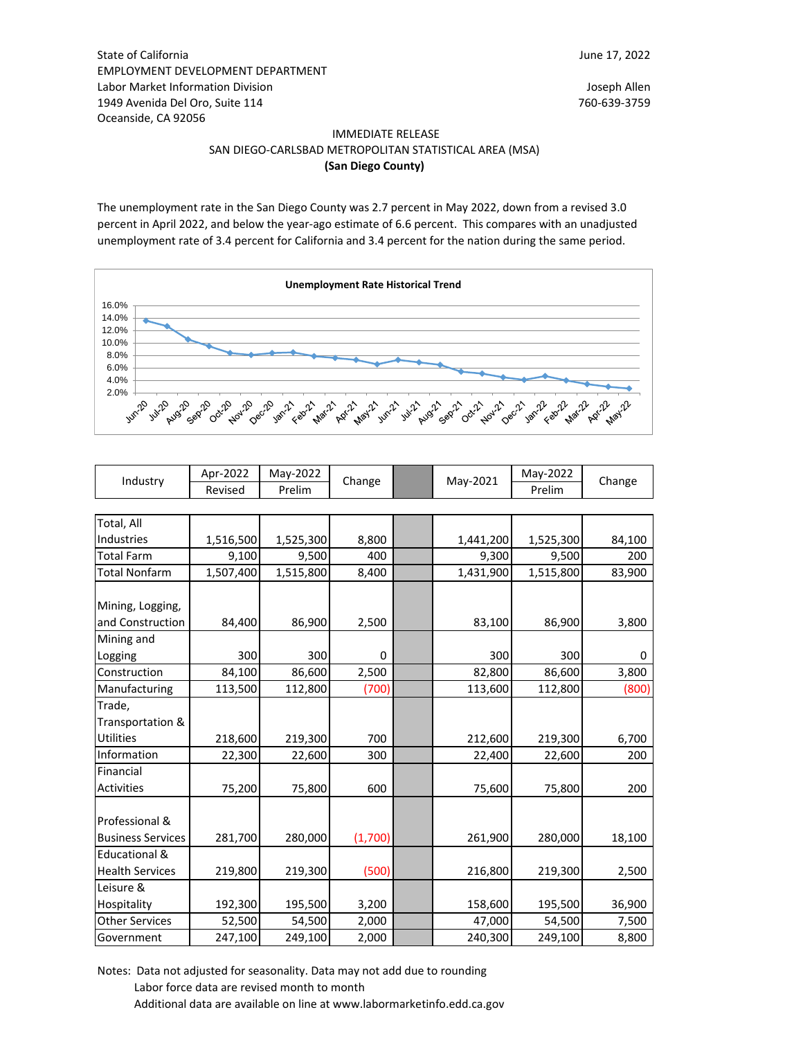State of California
EMPLOYMENT DEVELOPMENT DEPARTMENT
Labor Market Information Division
1949 Avenida Del Oro, Suite 114
Oceanside, CA 92056

June 17, 2022

Joseph Allen
760-639-3759

IMMEDIATE RELEASE
SAN DIEGO-CARLSBAD METROPOLITAN STATISTICAL AREA (MSA)
**(San Diego County)**

The unemployment rate in the San Diego County was 2.7 percent in May 2022, down from a revised 3.0 percent in April 2022, and below the year-ago estimate of 6.6 percent. This compares with an unadjusted unemployment rate of 3.4 percent for California and 3.4 percent for the nation during the same period.

**Unemployment Rate Historical Trend**

16.0%
14.0%
12.0%
10.0%
8.0%
6.0%
4.0%
2.0%

Jun-20 Jul-20 Aug-20 Sep-20 Oct-20 Nov-20 Dec-20 Jan-21 Feb-21 Mar-21 Apr-21 May-21 Jun-21 Jul-21 Aug-21 Sep-21 Oct-21 Nov-21 Dec-21 Jan-22 Feb-22 Mar-22 Apr-22 May-22

| Industry | Apr-2022 Revised | May-2022 Prelim | Change | | May-2021 | May-2022 Prelim | Change |
|---|---|---|---|---|---|---|---|
| Total, All Industries | 1,516,500 | 1,525,300 | 8,800 | | 1,441,200 | 1,525,300 | 84,100 |
| Total Farm | 9,100 | 9,500 | 400 | | 9,300 | 9,500 | 200 |
| Total Nonfarm | 1,507,400 | 1,515,800 | 8,400 | | 1,431,900 | 1,515,800 | 83,900 |
| Mining, Logging, and Construction | 84,400 | 86,900 | 2,500 | | 83,100 | 86,900 | 3,800 |
| Mining and Logging | 300 | 300 | 0 | | 300 | 300 | 0 |
| Construction | 84,100 | 86,600 | 2,500 | | 82,800 | 86,600 | 3,800 |
| Manufacturing | 113,500 | 112,800 | (700) | | 113,600 | 112,800 | (800) |
| Trade, Transportation & Utilities | 218,600 | 219,300 | 700 | | 212,600 | 219,300 | 6,700 |
| Information | 22,300 | 22,600 | 300 | | 22,400 | 22,600 | 200 |
| Financial Activities | 75,200 | 75,800 | 600 | | 75,600 | 75,800 | 200 |
| Professional & Business Services | 281,700 | 280,000 | (1,700) | | 261,900 | 280,000 | 18,100 |
| Educational & Health Services | 219,800 | 219,300 | (500) | | 216,800 | 219,300 | 2,500 |
| Leisure & Hospitality | 192,300 | 195,500 | 3,200 | | 158,600 | 195,500 | 36,900 |
| Other Services | 52,500 | 54,500 | 2,000 | | 47,000 | 54,500 | 7,500 |
| Government | 247,100 | 249,100 | 2,000 | | 240,300 | 249,100 | 8,800 |

Notes: Data not adjusted for seasonality. Data may not add due to rounding
Labor force data are revised month to month
Additional data are available on line at www.labormarketinfo.edd.ca.gov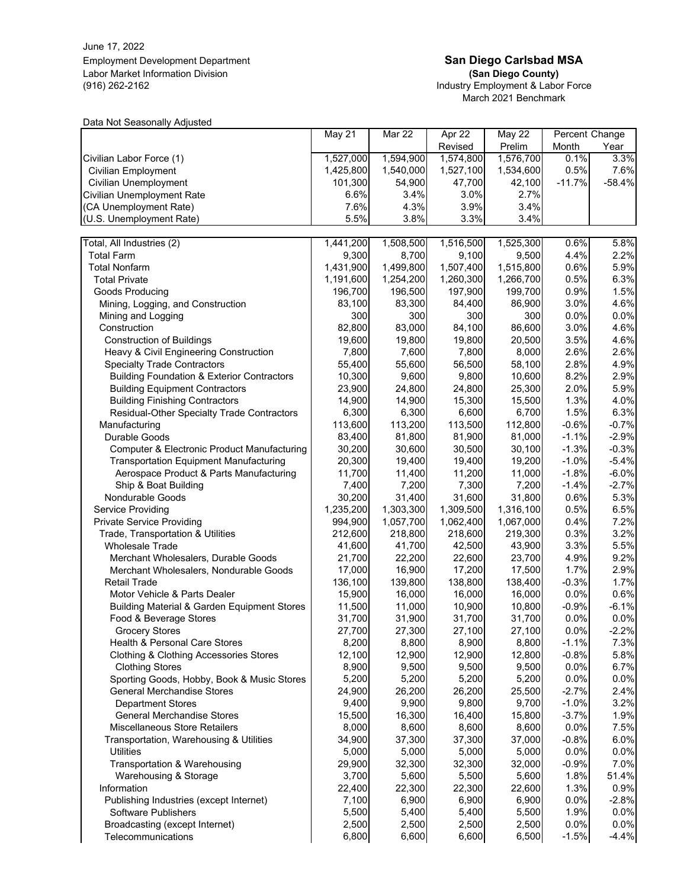June 17, 2022
Employment Development Department
Labor Market Information Division
(916) 262-2162

## San Diego Carlsbad MSA
**(San Diego County)**
Industry Employment & Labor Force
March 2021 Benchmark

Data Not Seasonally Adjusted

| | May 21 | Mar 22 | Apr 22 Revised | May 22 Prelim | Percent Change Month | Percent Change Year |
|---|---|---|---|---|---|---|
| Civilian Labor Force (1) | 1,527,000 | 1,594,900 | 1,574,800 | 1,576,700 | 0.1% | 3.3% |
| Civilian Employment | 1,425,800 | 1,540,000 | 1,527,100 | 1,534,600 | 0.5% | 7.6% |
| Civilian Unemployment | 101,300 | 54,900 | 47,700 | 42,100 | -11.7% | -58.4% |
| Civilian Unemployment Rate | 6.6% | 3.4% | 3.0% | 2.7% | | |
| (CA Unemployment Rate) | 7.6% | 4.3% | 3.9% | 3.4% | | |
| (U.S. Unemployment Rate) | 5.5% | 3.8% | 3.3% | 3.4% | | |

| | May 21 | Mar 22 | Apr 22 Revised | May 22 Prelim | Percent Change Month | Percent Change Year |
|---|---|---|---|---|---|---|
| Total, All Industries (2) | 1,441,200 | 1,508,500 | 1,516,500 | 1,525,300 | 0.6% | 5.8% |
| Total Farm | 9,300 | 8,700 | 9,100 | 9,500 | 4.4% | 2.2% |
| Total Nonfarm | 1,431,900 | 1,499,800 | 1,507,400 | 1,515,800 | 0.6% | 5.9% |
| Total Private | 1,191,600 | 1,254,200 | 1,260,300 | 1,266,700 | 0.5% | 6.3% |
| Goods Producing | 196,700 | 196,500 | 197,900 | 199,700 | 0.9% | 1.5% |
| Mining, Logging, and Construction | 83,100 | 83,300 | 84,400 | 86,900 | 3.0% | 4.6% |
| Mining and Logging | 300 | 300 | 300 | 300 | 0.0% | 0.0% |
| Construction | 82,800 | 83,000 | 84,100 | 86,600 | 3.0% | 4.6% |
| Construction of Buildings | 19,600 | 19,800 | 19,800 | 20,500 | 3.5% | 4.6% |
| Heavy & Civil Engineering Construction | 7,800 | 7,600 | 7,800 | 8,000 | 2.6% | 2.6% |
| Specialty Trade Contractors | 55,400 | 55,600 | 56,500 | 58,100 | 2.8% | 4.9% |
| Building Foundation & Exterior Contractors | 10,300 | 9,600 | 9,800 | 10,600 | 8.2% | 2.9% |
| Building Equipment Contractors | 23,900 | 24,800 | 24,800 | 25,300 | 2.0% | 5.9% |
| Building Finishing Contractors | 14,900 | 14,900 | 15,300 | 15,500 | 1.3% | 4.0% |
| Residual-Other Specialty Trade Contractors | 6,300 | 6,300 | 6,600 | 6,700 | 1.5% | 6.3% |
| Manufacturing | 113,600 | 113,200 | 113,500 | 112,800 | -0.6% | -0.7% |
| Durable Goods | 83,400 | 81,800 | 81,900 | 81,000 | -1.1% | -2.9% |
| Computer & Electronic Product Manufacturing | 30,200 | 30,600 | 30,500 | 30,100 | -1.3% | -0.3% |
| Transportation Equipment Manufacturing | 20,300 | 19,400 | 19,400 | 19,200 | -1.0% | -5.4% |
| Aerospace Product & Parts Manufacturing | 11,700 | 11,400 | 11,200 | 11,000 | -1.8% | -6.0% |
| Ship & Boat Building | 7,400 | 7,200 | 7,300 | 7,200 | -1.4% | -2.7% |
| Nondurable Goods | 30,200 | 31,400 | 31,600 | 31,800 | 0.6% | 5.3% |
| Service Providing | 1,235,200 | 1,303,300 | 1,309,500 | 1,316,100 | 0.5% | 6.5% |
| Private Service Providing | 994,900 | 1,057,700 | 1,062,400 | 1,067,000 | 0.4% | 7.2% |
| Trade, Transportation & Utilities | 212,600 | 218,800 | 218,600 | 219,300 | 0.3% | 3.2% |
| Wholesale Trade | 41,600 | 41,700 | 42,500 | 43,900 | 3.3% | 5.5% |
| Merchant Wholesalers, Durable Goods | 21,700 | 22,200 | 22,600 | 23,700 | 4.9% | 9.2% |
| Merchant Wholesalers, Nondurable Goods | 17,000 | 16,900 | 17,200 | 17,500 | 1.7% | 2.9% |
| Retail Trade | 136,100 | 139,800 | 138,800 | 138,400 | -0.3% | 1.7% |
| Motor Vehicle & Parts Dealer | 15,900 | 16,000 | 16,000 | 16,000 | 0.0% | 0.6% |
| Building Material & Garden Equipment Stores | 11,500 | 11,000 | 10,900 | 10,800 | -0.9% | -6.1% |
| Food & Beverage Stores | 31,700 | 31,900 | 31,700 | 31,700 | 0.0% | 0.0% |
| Grocery Stores | 27,700 | 27,300 | 27,100 | 27,100 | 0.0% | -2.2% |
| Health & Personal Care Stores | 8,200 | 8,800 | 8,900 | 8,800 | -1.1% | 7.3% |
| Clothing & Clothing Accessories Stores | 12,100 | 12,900 | 12,900 | 12,800 | -0.8% | 5.8% |
| Clothing Stores | 8,900 | 9,500 | 9,500 | 9,500 | 0.0% | 6.7% |
| Sporting Goods, Hobby, Book & Music Stores | 5,200 | 5,200 | 5,200 | 5,200 | 0.0% | 0.0% |
| General Merchandise Stores | 24,900 | 26,200 | 26,200 | 25,500 | -2.7% | 2.4% |
| Department Stores | 9,400 | 9,900 | 9,800 | 9,700 | -1.0% | 3.2% |
| General Merchandise Stores | 15,500 | 16,300 | 16,400 | 15,800 | -3.7% | 1.9% |
| Miscellaneous Store Retailers | 8,000 | 8,600 | 8,600 | 8,600 | 0.0% | 7.5% |
| Transportation, Warehousing & Utilities | 34,900 | 37,300 | 37,300 | 37,000 | -0.8% | 6.0% |
| Utilities | 5,000 | 5,000 | 5,000 | 5,000 | 0.0% | 0.0% |
| Transportation & Warehousing | 29,900 | 32,300 | 32,300 | 32,000 | -0.9% | 7.0% |
| Warehousing & Storage | 3,700 | 5,600 | 5,500 | 5,600 | 1.8% | 51.4% |
| Information | 22,400 | 22,300 | 22,300 | 22,600 | 1.3% | 0.9% |
| Publishing Industries (except Internet) | 7,100 | 6,900 | 6,900 | 6,900 | 0.0% | -2.8% |
| Software Publishers | 5,500 | 5,400 | 5,400 | 5,500 | 1.9% | 0.0% |
| Broadcasting (except Internet) | 2,500 | 2,500 | 2,500 | 2,500 | 0.0% | 0.0% |
| Telecommunications | 6,800 | 6,600 | 6,600 | 6,500 | -1.5% | -4.4% |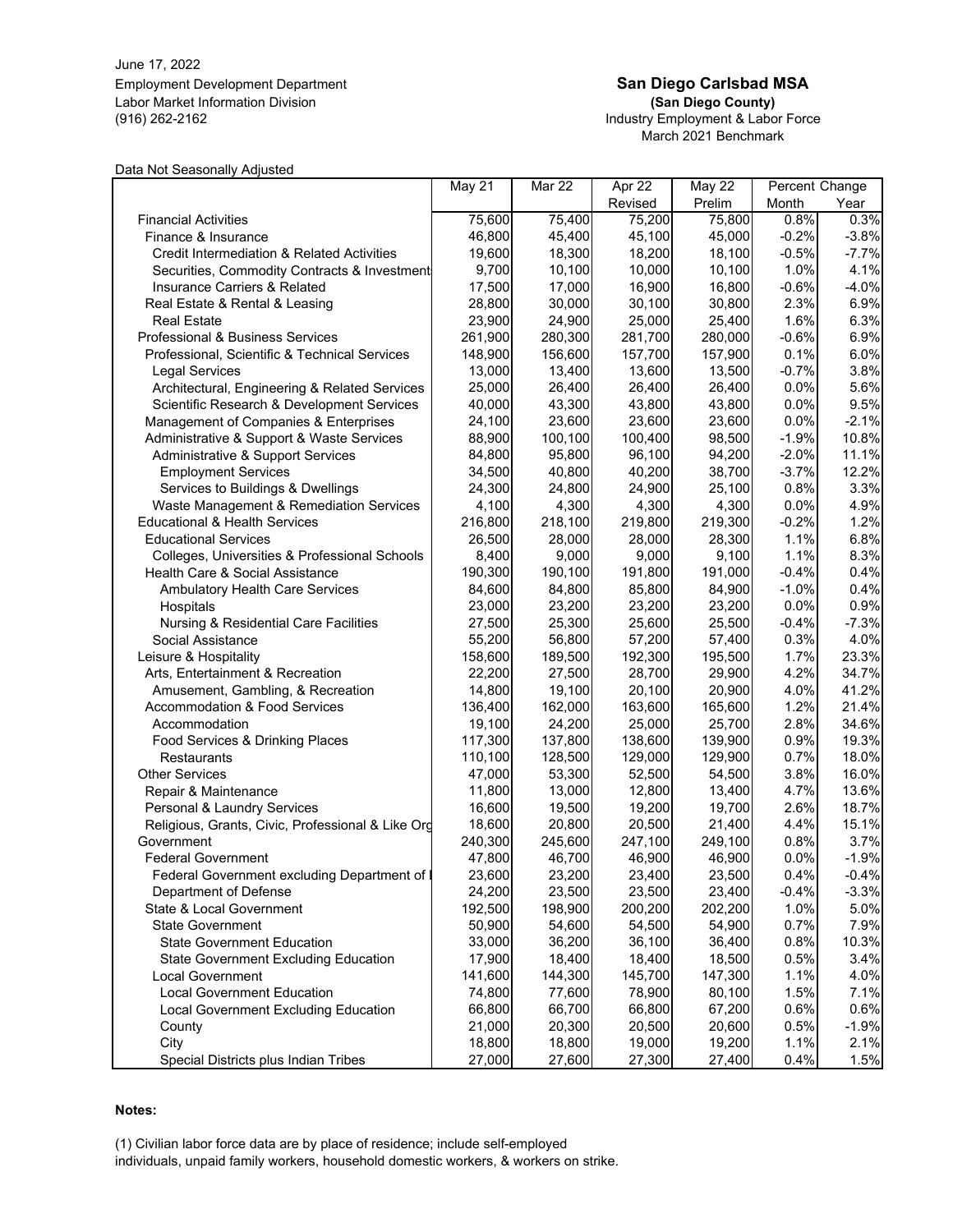June 17, 2022
Employment Development Department
Labor Market Information Division
(916) 262-2162

**San Diego Carlsbad MSA**
**(San Diego County)**
Industry Employment & Labor Force
March 2021 Benchmark

Data Not Seasonally Adjusted

| | May 21 | Mar 22 | Apr 22 Revised | May 22 Prelim | Percent Change Month | Percent Change Year |
|---|---|---|---|---|---|---|
| Financial Activities | 75,600 | 75,400 | 75,200 | 75,800 | 0.8% | 0.3% |
| Finance & Insurance | 46,800 | 45,400 | 45,100 | 45,000 | -0.2% | -3.8% |
| Credit Intermediation & Related Activities | 19,600 | 18,300 | 18,200 | 18,100 | -0.5% | -7.7% |
| Securities, Commodity Contracts & Investment | 9,700 | 10,100 | 10,000 | 10,100 | 1.0% | 4.1% |
| Insurance Carriers & Related | 17,500 | 17,000 | 16,900 | 16,800 | -0.6% | -4.0% |
| Real Estate & Rental & Leasing | 28,800 | 30,000 | 30,100 | 30,800 | 2.3% | 6.9% |
| Real Estate | 23,900 | 24,900 | 25,000 | 25,400 | 1.6% | 6.3% |
| Professional & Business Services | 261,900 | 280,300 | 281,700 | 280,000 | -0.6% | 6.9% |
| Professional, Scientific & Technical Services | 148,900 | 156,600 | 157,700 | 157,900 | 0.1% | 6.0% |
| Legal Services | 13,000 | 13,400 | 13,600 | 13,500 | -0.7% | 3.8% |
| Architectural, Engineering & Related Services | 25,000 | 26,400 | 26,400 | 26,400 | 0.0% | 5.6% |
| Scientific Research & Development Services | 40,000 | 43,300 | 43,800 | 43,800 | 0.0% | 9.5% |
| Management of Companies & Enterprises | 24,100 | 23,600 | 23,600 | 23,600 | 0.0% | -2.1% |
| Administrative & Support & Waste Services | 88,900 | 100,100 | 100,400 | 98,500 | -1.9% | 10.8% |
| Administrative & Support Services | 84,800 | 95,800 | 96,100 | 94,200 | -2.0% | 11.1% |
| Employment Services | 34,500 | 40,800 | 40,200 | 38,700 | -3.7% | 12.2% |
| Services to Buildings & Dwellings | 24,300 | 24,800 | 24,900 | 25,100 | 0.8% | 3.3% |
| Waste Management & Remediation Services | 4,100 | 4,300 | 4,300 | 4,300 | 0.0% | 4.9% |
| Educational & Health Services | 216,800 | 218,100 | 219,800 | 219,300 | -0.2% | 1.2% |
| Educational Services | 26,500 | 28,000 | 28,000 | 28,300 | 1.1% | 6.8% |
| Colleges, Universities & Professional Schools | 8,400 | 9,000 | 9,000 | 9,100 | 1.1% | 8.3% |
| Health Care & Social Assistance | 190,300 | 190,100 | 191,800 | 191,000 | -0.4% | 0.4% |
| Ambulatory Health Care Services | 84,600 | 84,800 | 85,800 | 84,900 | -1.0% | 0.4% |
| Hospitals | 23,000 | 23,200 | 23,200 | 23,200 | 0.0% | 0.9% |
| Nursing & Residential Care Facilities | 27,500 | 25,300 | 25,600 | 25,500 | -0.4% | -7.3% |
| Social Assistance | 55,200 | 56,800 | 57,200 | 57,400 | 0.3% | 4.0% |
| Leisure & Hospitality | 158,600 | 189,500 | 192,300 | 195,500 | 1.7% | 23.3% |
| Arts, Entertainment & Recreation | 22,200 | 27,500 | 28,700 | 29,900 | 4.2% | 34.7% |
| Amusement, Gambling, & Recreation | 14,800 | 19,100 | 20,100 | 20,900 | 4.0% | 41.2% |
| Accommodation & Food Services | 136,400 | 162,000 | 163,600 | 165,600 | 1.2% | 21.4% |
| Accommodation | 19,100 | 24,200 | 25,000 | 25,700 | 2.8% | 34.6% |
| Food Services & Drinking Places | 117,300 | 137,800 | 138,600 | 139,900 | 0.9% | 19.3% |
| Restaurants | 110,100 | 128,500 | 129,000 | 129,900 | 0.7% | 18.0% |
| Other Services | 47,000 | 53,300 | 52,500 | 54,500 | 3.8% | 16.0% |
| Repair & Maintenance | 11,800 | 13,000 | 12,800 | 13,400 | 4.7% | 13.6% |
| Personal & Laundry Services | 16,600 | 19,500 | 19,200 | 19,700 | 2.6% | 18.7% |
| Religious, Grants, Civic, Professional & Like Org | 18,600 | 20,800 | 20,500 | 21,400 | 4.4% | 15.1% |
| Government | 240,300 | 245,600 | 247,100 | 249,100 | 0.8% | 3.7% |
| Federal Government | 47,800 | 46,700 | 46,900 | 46,900 | 0.0% | -1.9% |
| Federal Government excluding Department of D | 23,600 | 23,200 | 23,400 | 23,500 | 0.4% | -0.4% |
| Department of Defense | 24,200 | 23,500 | 23,500 | 23,400 | -0.4% | -3.3% |
| State & Local Government | 192,500 | 198,900 | 200,200 | 202,200 | 1.0% | 5.0% |
| State Government | 50,900 | 54,600 | 54,500 | 54,900 | 0.7% | 7.9% |
| State Government Education | 33,000 | 36,200 | 36,100 | 36,400 | 0.8% | 10.3% |
| State Government Excluding Education | 17,900 | 18,400 | 18,400 | 18,500 | 0.5% | 3.4% |
| Local Government | 141,600 | 144,300 | 145,700 | 147,300 | 1.1% | 4.0% |
| Local Government Education | 74,800 | 77,600 | 78,900 | 80,100 | 1.5% | 7.1% |
| Local Government Excluding Education | 66,800 | 66,700 | 66,800 | 67,200 | 0.6% | 0.6% |
| County | 21,000 | 20,300 | 20,500 | 20,600 | 0.5% | -1.9% |
| City | 18,800 | 18,800 | 19,000 | 19,200 | 1.1% | 2.1% |
| Special Districts plus Indian Tribes | 27,000 | 27,600 | 27,300 | 27,400 | 0.4% | 1.5% |

**Notes:**

(1) Civilian labor force data are by place of residence; include self-employed individuals, unpaid family workers, household domestic workers, & workers on strike.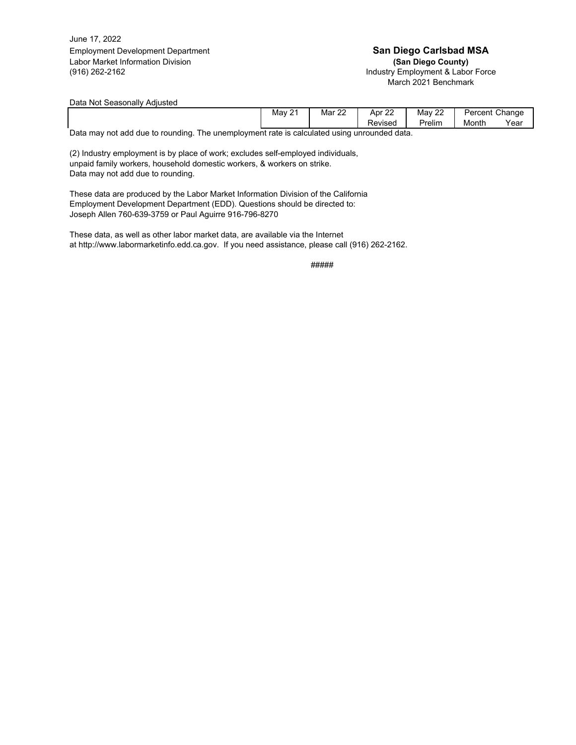June 17, 2022
Employment Development Department
Labor Market Information Division
(916) 262-2162

## San Diego Carlsbad MSA

**(San Diego County)**
Industry Employment & Labor Force
March 2021 Benchmark

Data Not Seasonally Adjusted

| | May 21 | Mar 22 | Apr 22 Revised | May 22 Prelim | Percent Change Month | Year |
|---|---|---|---|---|---|---|

Data may not add due to rounding. The unemployment rate is calculated using unrounded data.

(2) Industry employment is by place of work; excludes self-employed individuals, unpaid family workers, household domestic workers, & workers on strike.
Data may not add due to rounding.

These data are produced by the Labor Market Information Division of the California Employment Development Department (EDD). Questions should be directed to:
Joseph Allen 760-639-3759 or Paul Aguirre 916-796-8270

These data, as well as other labor market data, are available via the Internet at http://www.labormarketinfo.edd.ca.gov. If you need assistance, please call (916) 262-2162.

#####